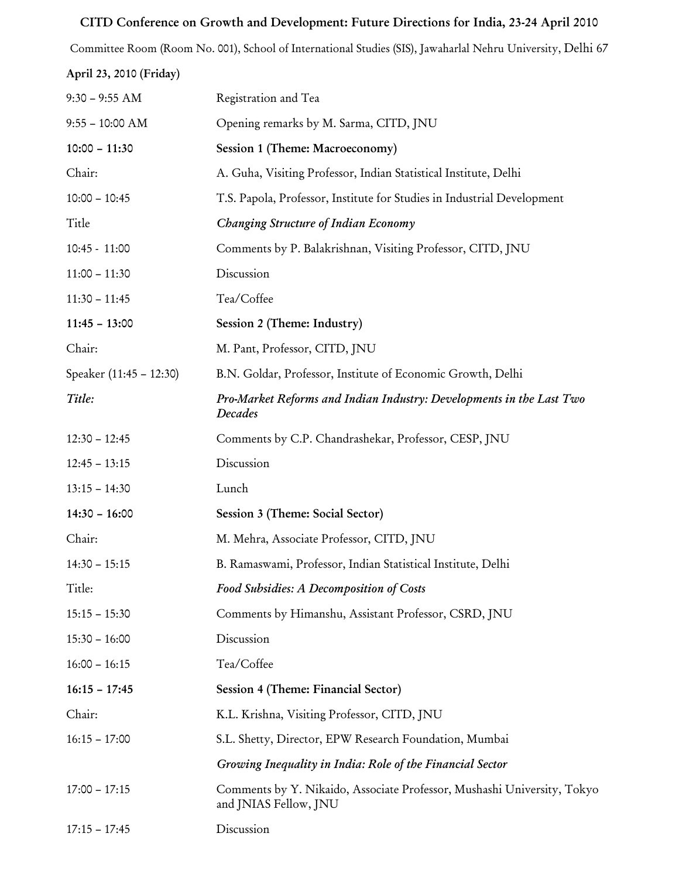# CITD Conference on Growth and Development: Future Directions for India, 23-24 April 2010

Committee Room (Room No. 001), School of International Studies (SIS), Jawaharlal Nehru University, Delhi 67

**April 23, 2010 (Friday)**

| | |
|---|---|
| 9:30 – 9:55 AM | Registration and Tea |
| 9:55 – 10:00 AM | Opening remarks by M. Sarma, CITD, JNU |
| **10:00 – 11:30** | **Session 1 (Theme: Macroeconomy)** |
| Chair: | A. Guha, Visiting Professor, Indian Statistical Institute, Delhi |
| 10:00 – 10:45 | T.S. Papola, Professor, Institute for Studies in Industrial Development |
| Title | *Changing Structure of Indian Economy* |
| 10:45 - 11:00 | Comments by P. Balakrishnan, Visiting Professor, CITD, JNU |
| 11:00 – 11:30 | Discussion |
| 11:30 – 11:45 | Tea/Coffee |
| **11:45 – 13:00** | **Session 2 (Theme: Industry)** |
| Chair: | M. Pant, Professor, CITD, JNU |
| Speaker (11:45 – 12:30) | B.N. Goldar, Professor, Institute of Economic Growth, Delhi |
| *Title:* | *Pro-Market Reforms and Indian Industry: Developments in the Last Two Decades* |
| 12:30 – 12:45 | Comments by C.P. Chandrashekar, Professor, CESP, JNU |
| 12:45 – 13:15 | Discussion |
| 13:15 – 14:30 | Lunch |
| **14:30 – 16:00** | **Session 3 (Theme: Social Sector)** |
| Chair: | M. Mehra, Associate Professor, CITD, JNU |
| 14:30 – 15:15 | B. Ramaswami, Professor, Indian Statistical Institute, Delhi |
| Title: | *Food Subsidies: A Decomposition of Costs* |
| 15:15 – 15:30 | Comments by Himanshu, Assistant Professor, CSRD, JNU |
| 15:30 – 16:00 | Discussion |
| 16:00 – 16:15 | Tea/Coffee |
| **16:15 – 17:45** | **Session 4 (Theme: Financial Sector)** |
| Chair: | K.L. Krishna, Visiting Professor, CITD, JNU |
| 16:15 – 17:00 | S.L. Shetty, Director, EPW Research Foundation, Mumbai |
| | *Growing Inequality in India: Role of the Financial Sector* |
| 17:00 – 17:15 | Comments by Y. Nikaido, Associate Professor, Mushashi University, Tokyo and JNIAS Fellow, JNU |
| 17:15 – 17:45 | Discussion |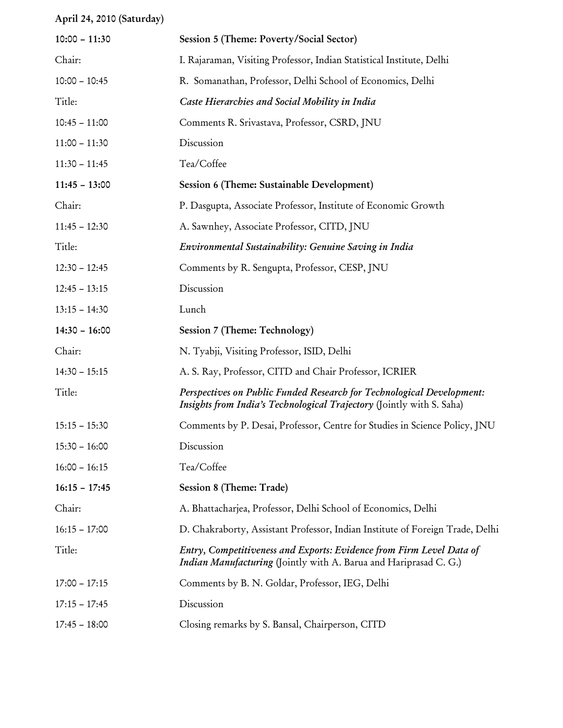**April 24, 2010 (Saturday)**

| | |
|---|---|
| **10:00 – 11:30** | **Session 5 (Theme: Poverty/Social Sector)** |
| Chair: | I. Rajaraman, Visiting Professor, Indian Statistical Institute, Delhi |
| 10:00 – 10:45 | R. Somanathan, Professor, Delhi School of Economics, Delhi |
| Title: | ***Caste Hierarchies and Social Mobility in India*** |
| 10:45 – 11:00 | Comments R. Srivastava, Professor, CSRD, JNU |
| 11:00 – 11:30 | Discussion |
| 11:30 – 11:45 | Tea/Coffee |
| **11:45 – 13:00** | **Session 6 (Theme: Sustainable Development)** |
| Chair: | P. Dasgupta, Associate Professor, Institute of Economic Growth |
| 11:45 – 12:30 | A. Sawnhey, Associate Professor, CITD, JNU |
| Title: | ***Environmental Sustainability: Genuine Saving in India*** |
| 12:30 – 12:45 | Comments by R. Sengupta, Professor, CESP, JNU |
| 12:45 – 13:15 | Discussion |
| 13:15 – 14:30 | Lunch |
| **14:30 – 16:00** | **Session 7 (Theme: Technology)** |
| Chair: | N. Tyabji, Visiting Professor, ISID, Delhi |
| 14:30 – 15:15 | A. S. Ray, Professor, CITD and Chair Professor, ICRIER |
| Title: | ***Perspectives on Public Funded Research for Technological Development: Insights from India's Technological Trajectory*** (Jointly with S. Saha) |
| 15:15 – 15:30 | Comments by P. Desai, Professor, Centre for Studies in Science Policy, JNU |
| 15:30 – 16:00 | Discussion |
| 16:00 – 16:15 | Tea/Coffee |
| **16:15 – 17:45** | **Session 8 (Theme: Trade)** |
| Chair: | A. Bhattacharjea, Professor, Delhi School of Economics, Delhi |
| 16:15 – 17:00 | D. Chakraborty, Assistant Professor, Indian Institute of Foreign Trade, Delhi |
| Title: | ***Entry, Competitiveness and Exports: Evidence from Firm Level Data of Indian Manufacturing*** (Jointly with A. Barua and Hariprasad C. G.) |
| 17:00 – 17:15 | Comments by B. N. Goldar, Professor, IEG, Delhi |
| 17:15 – 17:45 | Discussion |
| 17:45 – 18:00 | Closing remarks by S. Bansal, Chairperson, CITD |